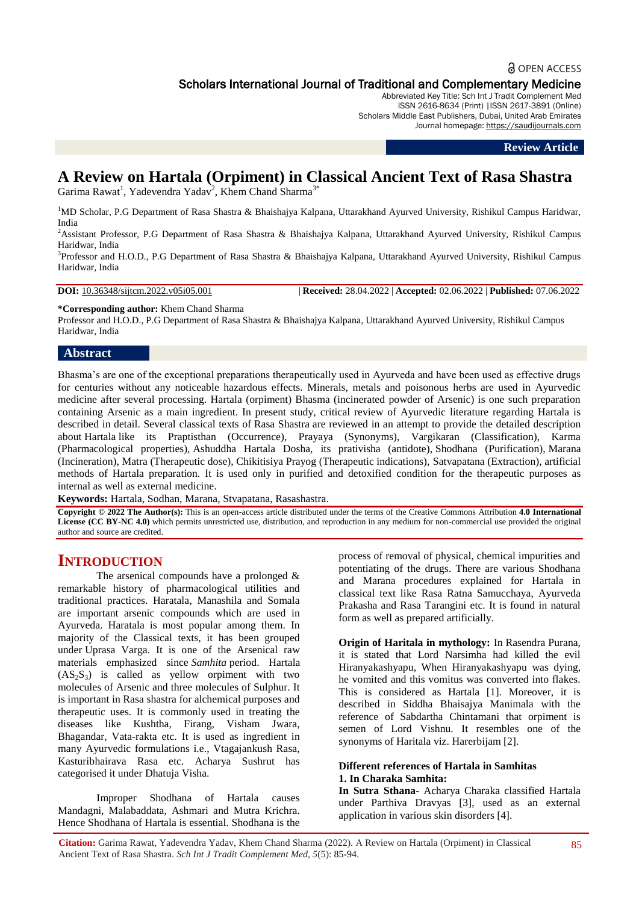OPEN ACCESS

Scholars International Journal of Traditional and Complementary Medicine

Abbreviated Key Title: Sch Int J Tradit Complement Med
ISSN 2616-8634 (Print) |ISSN 2617-3891 (Online)
Scholars Middle East Publishers, Dubai, United Arab Emirates
Journal homepage: https://saudijournals.com

**Review Article**

# A Review on Hartala (Orpiment) in Classical Ancient Text of Rasa Shastra

Garima Rawat[1], Yadevendra Yadav[2], Khem Chand Sharma[3*]

[1]MD Scholar, P.G Department of Rasa Shastra & Bhaishajya Kalpana, Uttarakhand Ayurved University, Rishikul Campus Haridwar, India

[2]Assistant Professor, P.G Department of Rasa Shastra & Bhaishajya Kalpana, Uttarakhand Ayurved University, Rishikul Campus Haridwar, India

[3]Professor and H.O.D., P.G Department of Rasa Shastra & Bhaishajya Kalpana, Uttarakhand Ayurved University, Rishikul Campus Haridwar, India

**DOI:** 10.36348/sijtcm.2022.v05i05.001 | **Received:** 28.04.2022 | **Accepted:** 02.06.2022 | **Published:** 07.06.2022

**\*Corresponding author:** Khem Chand Sharma
Professor and H.O.D., P.G Department of Rasa Shastra & Bhaishajya Kalpana, Uttarakhand Ayurved University, Rishikul Campus Haridwar, India

## Abstract

Bhasma's are one of the exceptional preparations therapeutically used in Ayurveda and have been used as effective drugs for centuries without any noticeable hazardous effects. Minerals, metals and poisonous herbs are used in Ayurvedic medicine after several processing. Hartala (orpiment) Bhasma (incinerated powder of Arsenic) is one such preparation containing Arsenic as a main ingredient. In present study, critical review of Ayurvedic literature regarding Hartala is described in detail. Several classical texts of Rasa Shastra are reviewed in an attempt to provide the detailed description about Hartala like its Praptisthan (Occurrence), Prayaya (Synonyms), Vargikaran (Classification), Karma (Pharmacological properties), Ashuddha Hartala Dosha, its prativisha (antidote), Shodhana (Purification), Marana (Incineration), Matra (Therapeutic dose), Chikitisiya Prayog (Therapeutic indications), Satvapatana (Extraction), artificial methods of Hartala preparation. It is used only in purified and detoxified condition for the therapeutic purposes as internal as well as external medicine.

**Keywords:** Hartala, Sodhan, Marana, Stvapatana, Rasashastra.

**Copyright © 2022 The Author(s):** This is an open-access article distributed under the terms of the Creative Commons Attribution **4.0 International License (CC BY-NC 4.0)** which permits unrestricted use, distribution, and reproduction in any medium for non-commercial use provided the original author and source are credited.

## INTRODUCTION

The arsenical compounds have a prolonged & remarkable history of pharmacological utilities and traditional practices. Haratala, Manashila and Somala are important arsenic compounds which are used in Ayurveda. Haratala is most popular among them. In majority of the Classical texts, it has been grouped under Uprasa Varga. It is one of the Arsenical raw materials emphasized since *Samhita* period. Hartala ($AS_2S_3$) is called as yellow orpiment with two molecules of Arsenic and three molecules of Sulphur. It is important in Rasa shastra for alchemical purposes and therapeutic uses. It is commonly used in treating the diseases like Kushtha, Firang, Visham Jwara, Bhagandar, Vata-rakta etc. It is used as ingredient in many Ayurvedic formulations i.e., Vtagajankush Rasa, Kasturibhairava Rasa etc. Acharya Sushrut has categorised it under Dhatuja Visha.

Improper Shodhana of Hartala causes Mandagni, Malabaddata, Ashmari and Mutra Krichra. Hence Shodhana of Hartala is essential. Shodhana is the process of removal of physical, chemical impurities and potentiating of the drugs. There are various Shodhana and Marana procedures explained for Hartala in classical text like Rasa Ratna Samucchaya, Ayurveda Prakasha and Rasa Tarangini etc. It is found in natural form as well as prepared artificially.

**Origin of Haritala in mythology:** In Rasendra Purana, it is stated that Lord Narsimha had killed the evil Hiranyakashyapu, When Hiranyakashyapu was dying, he vomited and this vomitus was converted into flakes. This is considered as Hartala [1]. Moreover, it is described in Siddha Bhaisajya Manimala with the reference of Sabdartha Chintamani that orpiment is semen of Lord Vishnu. It resembles one of the synonyms of Haritala viz. Harerbijam [2].

### Different references of Hartala in Samhitas

#### 1. In Charaka Samhita:

**In Sutra Sthana**- Acharya Charaka classified Hartala under Parthiva Dravyas [3], used as an external application in various skin disorders [4].

**Citation:** Garima Rawat, Yadevendra Yadav, Khem Chand Sharma (2022). A Review on Hartala (Orpiment) in Classical Ancient Text of Rasa Shastra. *Sch Int J Tradit Complement Med, 5*(5): 85-94.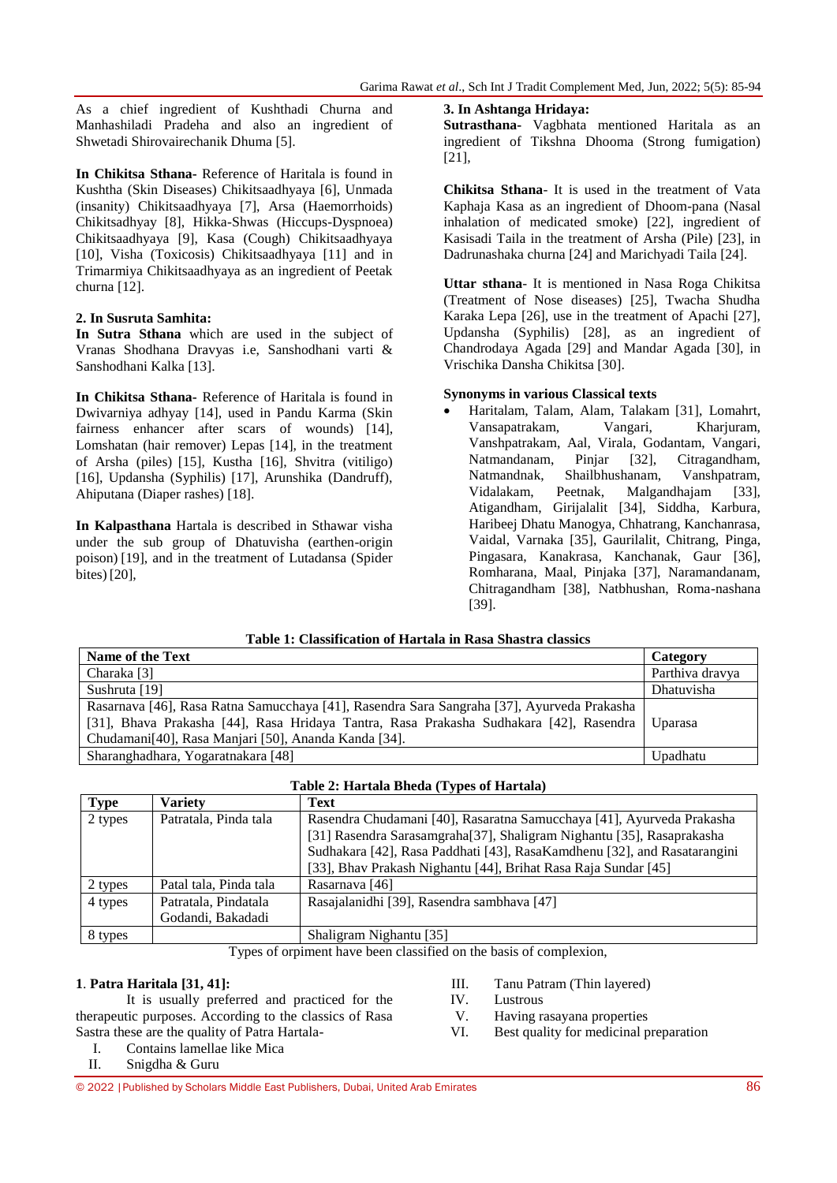As a chief ingredient of Kushthadi Churna and Manhashiladi Pradeha and also an ingredient of Shwetadi Shirovairechanik Dhuma [5].

**In Chikitsa Sthana-** Reference of Haritala is found in Kushtha (Skin Diseases) Chikitsaadhyaya [6], Unmada (insanity) Chikitsaadhyaya [7], Arsa (Haemorrhoids) Chikitsadhyay [8], Hikka-Shwas (Hiccups-Dyspnoea) Chikitsaadhyaya [9], Kasa (Cough) Chikitsaadhyaya [10], Visha (Toxicosis) Chikitsaadhyaya [11] and in Trimarmiya Chikitsaadhyaya as an ingredient of Peetak churna [12].

**2. In Susruta Samhita:**

**In Sutra Sthana** which are used in the subject of Vranas Shodhana Dravyas i.e, Sanshodhani varti & Sanshodhani Kalka [13].

**In Chikitsa Sthana-** Reference of Haritala is found in Dwivarniya adhyay [14], used in Pandu Karma (Skin fairness enhancer after scars of wounds) [14], Lomshatan (hair remover) Lepas [14], in the treatment of Arsha (piles) [15], Kustha [16], Shvitra (vitiligo) [16], Updansha (Syphilis) [17], Arunshika (Dandruff), Ahiputana (Diaper rashes) [18].

**In Kalpasthana** Hartala is described in Sthawar visha under the sub group of Dhatuvisha (earthen-origin poison) [19], and in the treatment of Lutadansa (Spider bites) [20],

**3. In Ashtanga Hridaya:**

**Sutrasthana-** Vagbhata mentioned Haritala as an ingredient of Tikshna Dhooma (Strong fumigation) [21],

**Chikitsa Sthana**- It is used in the treatment of Vata Kaphaja Kasa as an ingredient of Dhoom-pana (Nasal inhalation of medicated smoke) [22], ingredient of Kasisadi Taila in the treatment of Arsha (Pile) [23], in Dadrunashaka churna [24] and Marichyadi Taila [24].

**Uttar sthana**- It is mentioned in Nasa Roga Chikitsa (Treatment of Nose diseases) [25], Twacha Shudha Karaka Lepa [26], use in the treatment of Apachi [27], Updansha (Syphilis) [28], as an ingredient of Chandrodaya Agada [29] and Mandar Agada [30], in Vrischika Dansha Chikitsa [30].

**Synonyms in various Classical texts**

- Haritalam, Talam, Alam, Talakam [31], Lomahrt, Vansapatrakam, Vangari, Kharjuram, Vanshpatrakam, Aal, Virala, Godantam, Vangari, Natmandanam, Pinjar [32], Citragandham, Natmandnak, Shailbhushanam, Vanshpatram, Vidalakam, Peetnak, Malgandhajam [33], Atigandham, Girijalalit [34], Siddha, Karbura, Haribeej Dhatu Manogya, Chhatrang, Kanchanrasa, Vaidal, Varnaka [35], Gaurilalit, Chitrang, Pinga, Pingasara, Kanakrasa, Kanchanak, Gaur [36], Romharana, Maal, Pinjaka [37], Naramandanam, Chitragandham [38], Natbhushan, Roma-nashana [39].

**Table 1: Classification of Hartala in Rasa Shastra classics**

| Name of the Text | Category |
|---|---|
| Charaka [3] | Parthiva dravya |
| Sushruta [19] | Dhatuvisha |
| Rasarnava [46], Rasa Ratna Samucchaya [41], Rasendra Sara Sangraha [37], Ayurveda Prakasha [31], Bhava Prakasha [44], Rasa Hridaya Tantra, Rasa Prakasha Sudhakara [42], Rasendra Chudamani[40], Rasa Manjari [50], Ananda Kanda [34]. | Uparasa |
| Sharanghadhara, Yogaratnakara [48] | Upadhatu |

**Table 2: Hartala Bheda (Types of Hartala)**

| Type | Variety | Text |
|---|---|---|
| 2 types | Patratala, Pinda tala | Rasendra Chudamani [40], Rasaratna Samucchaya [41], Ayurveda Prakasha [31] Rasendra Sarasamgraha[37], Shaligram Nighantu [35], Rasaprakasha Sudhakara [42], Rasa Paddhati [43], RasaKamdhenu [32], and Rasatarangini [33], Bhav Prakash Nighantu [44], Brihat Rasa Raja Sundar [45] |
| 2 types | Patal tala, Pinda tala | Rasarnava [46] |
| 4 types | Patratala, Pindatala Godandi, Bakadadi | Rasajalanidhi [39], Rasendra sambhava [47] |
| 8 types | | Shaligram Nighantu [35] |

Types of orpiment have been classified on the basis of complexion,

**1**. **Patra Haritala [31, 41]:**

It is usually preferred and practiced for the therapeutic purposes. According to the classics of Rasa Sastra these are the quality of Patra Hartala-

I. Contains lamellae like Mica
II. Snigdha & Guru
III. Tanu Patram (Thin layered)
IV. Lustrous
V. Having rasayana properties
VI. Best quality for medicinal preparation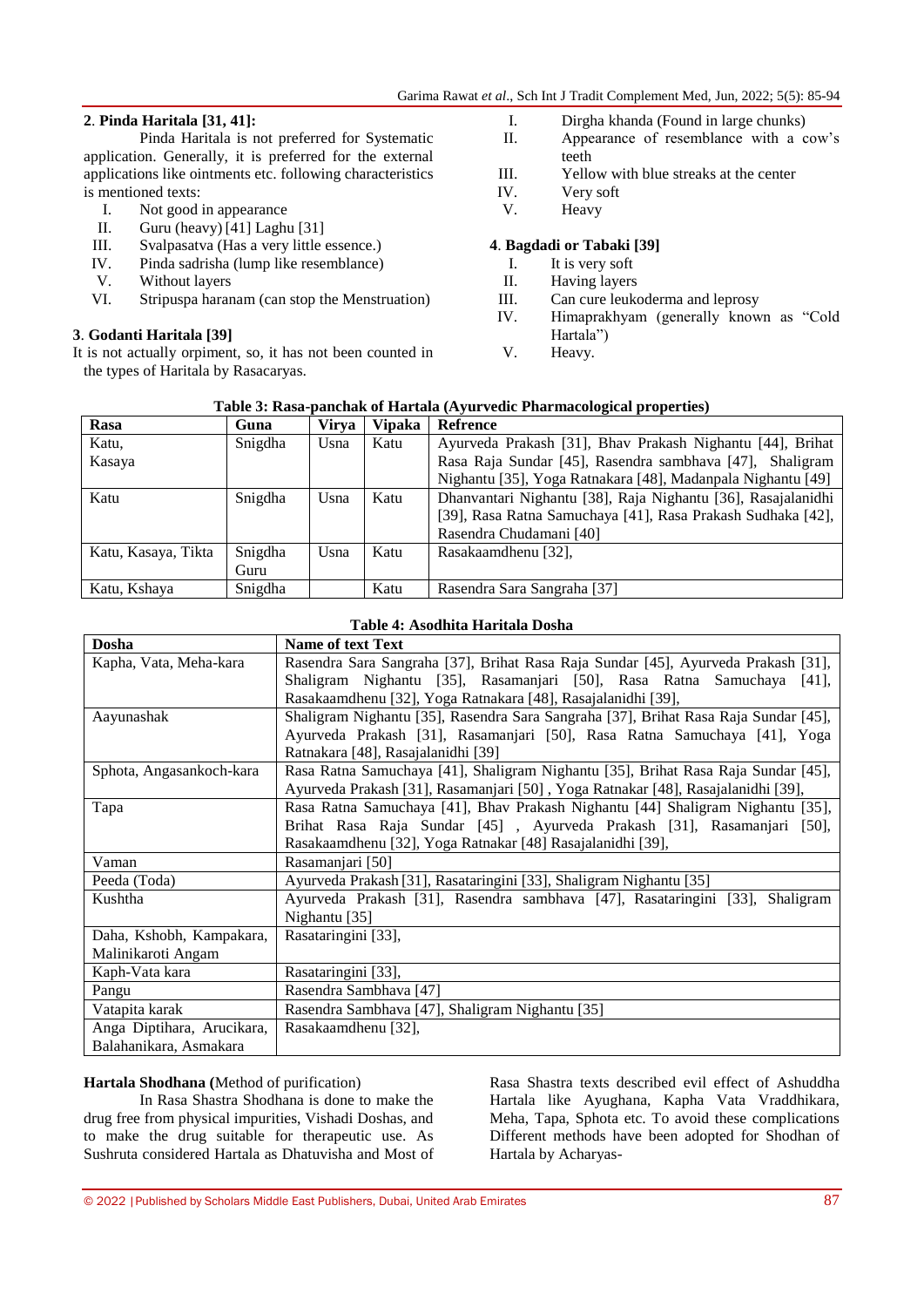**2**. **Pinda Haritala [31, 41]:**

Pinda Haritala is not preferred for Systematic application. Generally, it is preferred for the external applications like ointments etc. following characteristics is mentioned texts:

I. Not good in appearance
II. Guru (heavy) [41] Laghu [31]
III. Svalpasatva (Has a very little essence.)
IV. Pinda sadrisha (lump like resemblance)
V. Without layers
VI. Stripuspa haranam (can stop the Menstruation)

**3**. **Godanti Haritala [39]**

It is not actually orpiment, so, it has not been counted in the types of Haritala by Rasacaryas.

I. Dirgha khanda (Found in large chunks)
II. Appearance of resemblance with a cow's teeth
III. Yellow with blue streaks at the center
IV. Very soft
V. Heavy

**4**. **Bagdadi or Tabaki [39]**

I. It is very soft
II. Having layers
III. Can cure leukoderma and leprosy
IV. Himaprakhyam (generally known as "Cold Hartala")
V. Heavy.

**Table 3: Rasa-panchak of Hartala (Ayurvedic Pharmacological properties)**

| Rasa | Guna | Virya | Vipaka | Refrence |
|---|---|---|---|---|
| Katu, Kasaya | Snigdha | Usna | Katu | Ayurveda Prakash [31], Bhav Prakash Nighantu [44], Brihat Rasa Raja Sundar [45], Rasendra sambhava [47], Shaligram Nighantu [35], Yoga Ratnakara [48], Madanpala Nighantu [49] |
| Katu | Snigdha | Usna | Katu | Dhanvantari Nighantu [38], Raja Nighantu [36], Rasajalanidhi [39], Rasa Ratna Samuchaya [41], Rasa Prakash Sudhaka [42], Rasendra Chudamani [40] |
| Katu, Kasaya, Tikta | Snigdha Guru | Usna | Katu | Rasakaamdhenu [32], |
| Katu, Kshaya | Snigdha | | Katu | Rasendra Sara Sangraha [37] |

**Table 4: Asodhita Haritala Dosha**

| Dosha | Name of text Text |
|---|---|
| Kapha, Vata, Meha-kara | Rasendra Sara Sangraha [37], Brihat Rasa Raja Sundar [45], Ayurveda Prakash [31], Shaligram Nighantu [35], Rasamanjari [50], Rasa Ratna Samuchaya [41], Rasakaamdhenu [32], Yoga Ratnakara [48], Rasajalanidhi [39], |
| Aayunashak | Shaligram Nighantu [35], Rasendra Sara Sangraha [37], Brihat Rasa Raja Sundar [45], Ayurveda Prakash [31], Rasamanjari [50], Rasa Ratna Samuchaya [41], Yoga Ratnakara [48], Rasajalanidhi [39] |
| Sphota, Angasankoch-kara | Rasa Ratna Samuchaya [41], Shaligram Nighantu [35], Brihat Rasa Raja Sundar [45], Ayurveda Prakash [31], Rasamanjari [50] , Yoga Ratnakar [48], Rasajalanidhi [39], |
| Tapa | Rasa Ratna Samuchaya [41], Bhav Prakash Nighantu [44] Shaligram Nighantu [35], Brihat Rasa Raja Sundar [45] , Ayurveda Prakash [31], Rasamanjari [50], Rasakaamdhenu [32], Yoga Ratnakar [48] Rasajalanidhi [39], |
| Vaman | Rasamanjari [50] |
| Peeda (Toda) | Ayurveda Prakash [31], Rasataringini [33], Shaligram Nighantu [35] |
| Kushtha | Ayurveda Prakash [31], Rasendra sambhava [47], Rasataringini [33], Shaligram Nighantu [35] |
| Daha, Kshobh, Kampakara, Malinikaroti Angam | Rasataringini [33], |
| Kaph-Vata kara | Rasataringini [33], |
| Pangu | Rasendra Sambhava [47] |
| Vatapita karak | Rasendra Sambhava [47], Shaligram Nighantu [35] |
| Anga Diptihara, Arucikara, Balahanikara, Asmakara | Rasakaamdhenu [32], |

**Hartala Shodhana (**Method of purification)

In Rasa Shastra Shodhana is done to make the drug free from physical impurities, Vishadi Doshas, and to make the drug suitable for therapeutic use. As Sushruta considered Hartala as Dhatuvisha and Most of Rasa Shastra texts described evil effect of Ashuddha Hartala like Ayughana, Kapha Vata Vraddhikara, Meha, Tapa, Sphota etc. To avoid these complications Different methods have been adopted for Shodhan of Hartala by Acharyas-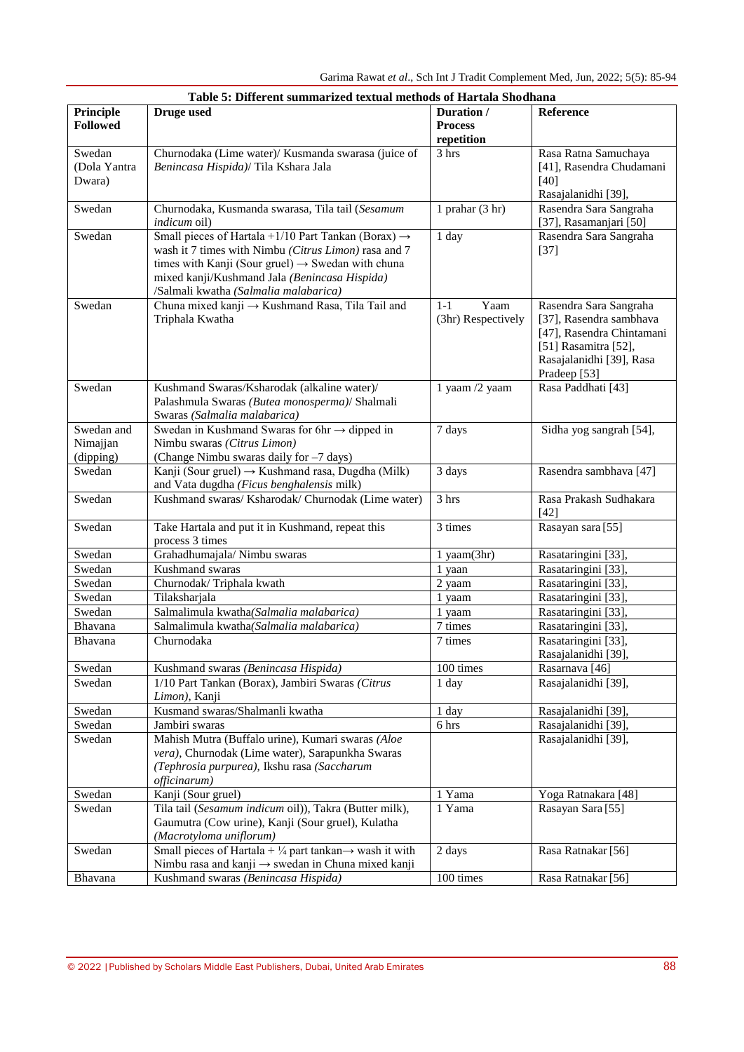**Table 5: Different summarized textual methods of Hartala Shodhana**

| Principle Followed | Druge used | Duration / Process repetition | Reference |
|---|---|---|---|
| Swedan (Dola Yantra Dwara) | Churnodaka (Lime water)/ Kusmanda swarasa (juice of *Benincasa Hispida*)/ Tila Kshara Jala | 3 hrs | Rasa Ratna Samuchaya [41], Rasendra Chudamani [40] Rasajalanidhi [39], |
| Swedan | Churnodaka, Kusmanda swarasa, Tila tail (*Sesamum indicum* oil) | 1 prahar (3 hr) | Rasendra Sara Sangraha [37], Rasamanjari [50] |
| Swedan | Small pieces of Hartala +1/10 Part Tankan (Borax) → wash it 7 times with Nimbu *(Citrus Limon)* rasa and 7 times with Kanji (Sour gruel) → Swedan with chuna mixed kanji/Kushmand Jala *(Benincasa Hispida)* /Salmali kwatha *(Salmalia malabarica)* | 1 day | Rasendra Sara Sangraha [37] |
| Swedan | Chuna mixed kanji → Kushmand Rasa, Tila Tail and Triphala Kwatha | 1-1 Yaam (3hr) Respectively | Rasendra Sara Sangraha [37], Rasendra sambhava [47], Rasendra Chintamani [51] Rasamitra [52], Rasajalanidhi [39], Rasa Pradeep [53] |
| Swedan | Kushmand Swaras/Ksharodak (alkaline water)/ Palashmula Swaras *(Butea monosperma)*/ Shalmali Swaras *(Salmalia malabarica)* | 1 yaam /2 yaam | Rasa Paddhati [43] |
| Swedan and Nimajjan (dipping) | Swedan in Kushmand Swaras for 6hr → dipped in Nimbu swaras *(Citrus Limon)* (Change Nimbu swaras daily for –7 days) | 7 days | Sidha yog sangrah [54], |
| Swedan | Kanji (Sour gruel) → Kushmand rasa, Dugdha (Milk) and Vata dugdha *(Ficus benghalensis* milk) | 3 days | Rasendra sambhava [47] |
| Swedan | Kushmand swaras/ Ksharodak/ Churnodak (Lime water) | 3 hrs | Rasa Prakash Sudhakara [42] |
| Swedan | Take Hartala and put it in Kushmand, repeat this process 3 times | 3 times | Rasayan sara [55] |
| Swedan | Grahadhumajala/ Nimbu swaras | 1 yaam(3hr) | Rasataringini [33], |
| Swedan | Kushmand swaras | 1 yaan | Rasataringini [33], |
| Swedan | Churnodak/ Triphala kwath | 2 yaam | Rasataringini [33], |
| Swedan | Tilaksharjala | 1 yaam | Rasataringini [33], |
| Swedan | Salmalimula kwatha*(Salmalia malabarica)* | 1 yaam | Rasataringini [33], |
| Bhavana | Salmalimula kwatha*(Salmalia malabarica)* | 7 times | Rasataringini [33], |
| Bhavana | Churnodaka | 7 times | Rasataringini [33], Rasajalanidhi [39], |
| Swedan | Kushmand swaras *(Benincasa Hispida)* | 100 times | Rasarnava [46] |
| Swedan | 1/10 Part Tankan (Borax), Jambiri Swaras *(Citrus Limon)*, Kanji | 1 day | Rasajalanidhi [39], |
| Swedan | Kusmand swaras/Shalmanli kwatha | 1 day | Rasajalanidhi [39], |
| Swedan | Jambiri swaras | 6 hrs | Rasajalanidhi [39], |
| Swedan | Mahish Mutra (Buffalo urine), Kumari swaras *(Aloe vera)*, Churnodak (Lime water), Sarapunkha Swaras *(Tephrosia purpurea)*, Ikshu rasa *(Saccharum officinarum)* | | Rasajalanidhi [39], |
| Swedan | Kanji (Sour gruel) | 1 Yama | Yoga Ratnakara [48] |
| Swedan | Tila tail (*Sesamum indicum* oil)), Takra (Butter milk), Gaumutra (Cow urine), Kanji (Sour gruel), Kulatha *(Macrotyloma uniflorum)* | 1 Yama | Rasayan Sara [55] |
| Swedan | Small pieces of Hartala + ¼ part tankan→ wash it with Nimbu rasa and kanji → swedan in Chuna mixed kanji | 2 days | Rasa Ratnakar [56] |
| Bhavana | Kushmand swaras *(Benincasa Hispida)* | 100 times | Rasa Ratnakar [56] |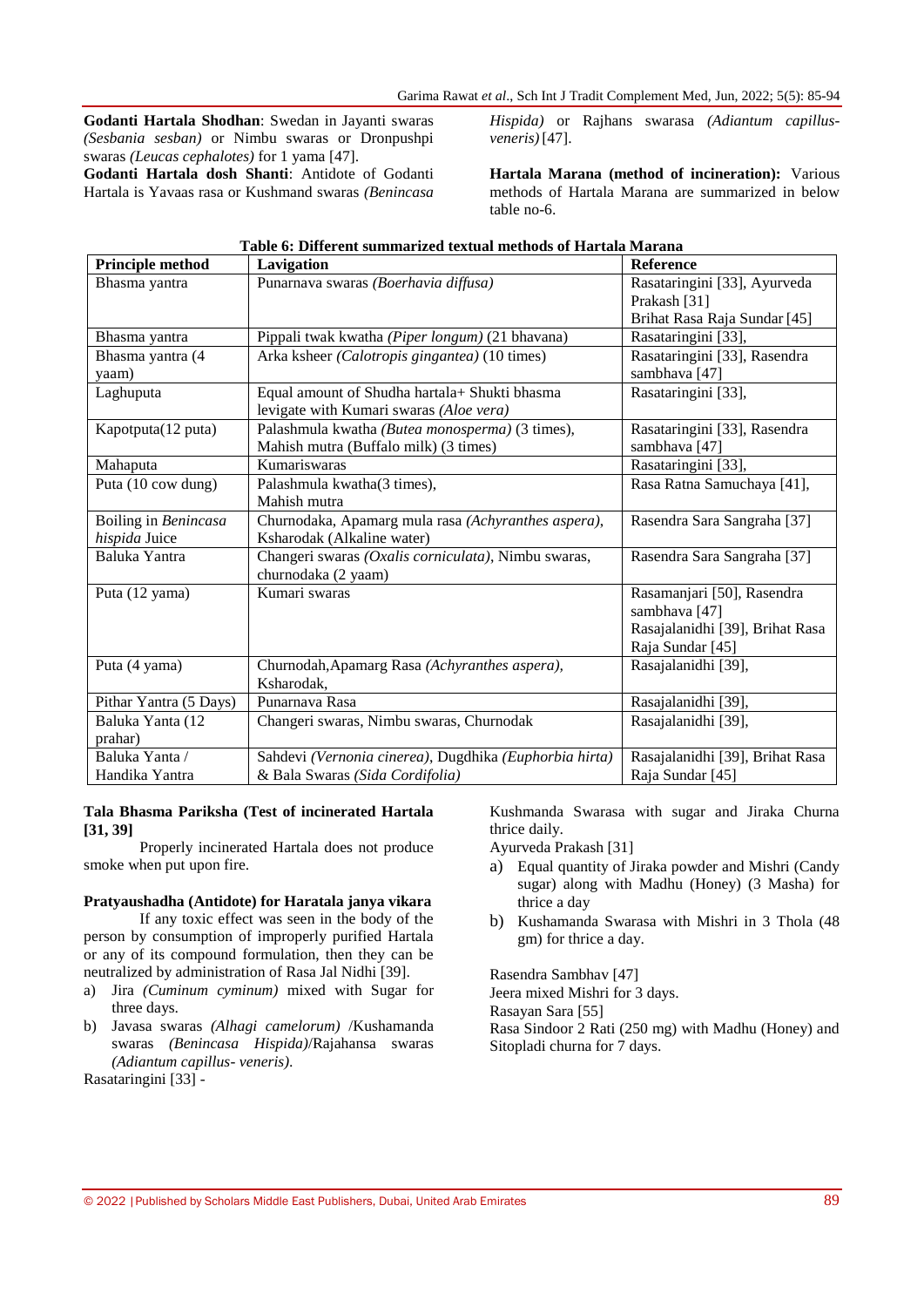**Godanti Hartala Shodhan**: Swedan in Jayanti swaras *(Sesbania sesban)* or Nimbu swaras or Dronpushpi swaras *(Leucas cephalotes)* for 1 yama [47].

**Godanti Hartala dosh Shanti**: Antidote of Godanti Hartala is Yavaas rasa or Kushmand swaras *(Benincasa Hispida)* or Rajhans swarasa *(Adiantum capillus-veneris)* [47].

**Hartala Marana (method of incineration):** Various methods of Hartala Marana are summarized in below table no-6.

**Table 6: Different summarized textual methods of Hartala Marana**

| Principle method | Lavigation | Reference |
|---|---|---|
| Bhasma yantra | Punarnava swaras *(Boerhavia diffusa)* | Rasataringini [33], Ayurveda Prakash [31] Brihat Rasa Raja Sundar [45] |
| Bhasma yantra | Pippali twak kwatha *(Piper longum)* (21 bhavana) | Rasataringini [33], |
| Bhasma yantra (4 yaam) | Arka ksheer *(Calotropis gingantea)* (10 times) | Rasataringini [33], Rasendra sambhava [47] |
| Laghuputa | Equal amount of Shudha hartala+ Shukti bhasma levigate with Kumari swaras *(Aloe vera)* | Rasataringini [33], |
| Kapotputa(12 puta) | Palashmula kwatha *(Butea monosperma)* (3 times), Mahish mutra (Buffalo milk) (3 times) | Rasataringini [33], Rasendra sambhava [47] |
| Mahaputa | Kumariswaras | Rasataringini [33], |
| Puta (10 cow dung) | Palashmula kwatha(3 times), Mahish mutra | Rasa Ratna Samuchaya [41], |
| Boiling in *Benincasa hispida* Juice | Churnodaka, Apamarg mula rasa *(Achyranthes aspera)*, Ksharodak (Alkaline water) | Rasendra Sara Sangraha [37] |
| Baluka Yantra | Changeri swaras *(Oxalis corniculata)*, Nimbu swaras, churnodaka (2 yaam) | Rasendra Sara Sangraha [37] |
| Puta (12 yama) | Kumari swaras | Rasamanjari [50], Rasendra sambhava [47] Rasajalanidhi [39], Brihat Rasa Raja Sundar [45] |
| Puta (4 yama) | Churnodah,Apamarg Rasa *(Achyranthes aspera)*, Ksharodak, | Rasajalanidhi [39], |
| Pithar Yantra (5 Days) | Punarnava Rasa | Rasajalanidhi [39], |
| Baluka Yanta (12 prahar) | Changeri swaras, Nimbu swaras, Churnodak | Rasajalanidhi [39], |
| Baluka Yanta / Handika Yantra | Sahdevi *(Vernonia cinerea)*, Dugdhika *(Euphorbia hirta)* & Bala Swaras *(Sida Cordifolia)* | Rasajalanidhi [39], Brihat Rasa Raja Sundar [45] |

**Tala Bhasma Pariksha (Test of incinerated Hartala [31, 39]**

Properly incinerated Hartala does not produce smoke when put upon fire.

**Pratyaushadha (Antidote) for Haratala janya vikara**

If any toxic effect was seen in the body of the person by consumption of improperly purified Hartala or any of its compound formulation, then they can be neutralized by administration of Rasa Jal Nidhi [39].

a) Jira *(Cuminum cyminum)* mixed with Sugar for three days.
b) Javasa swaras *(Alhagi camelorum)* /Kushamanda swaras *(Benincasa Hispida)*/Rajahansa swaras *(Adiantum capillus- veneris)*.

Rasataringini [33] -

Kushmanda Swarasa with sugar and Jiraka Churna thrice daily.

Ayurveda Prakash [31]

a) Equal quantity of Jiraka powder and Mishri (Candy sugar) along with Madhu (Honey) (3 Masha) for thrice a day
b) Kushamanda Swarasa with Mishri in 3 Thola (48 gm) for thrice a day.

Rasendra Sambhav [47]

Jeera mixed Mishri for 3 days.

Rasayan Sara [55]

Rasa Sindoor 2 Rati (250 mg) with Madhu (Honey) and Sitopladi churna for 7 days.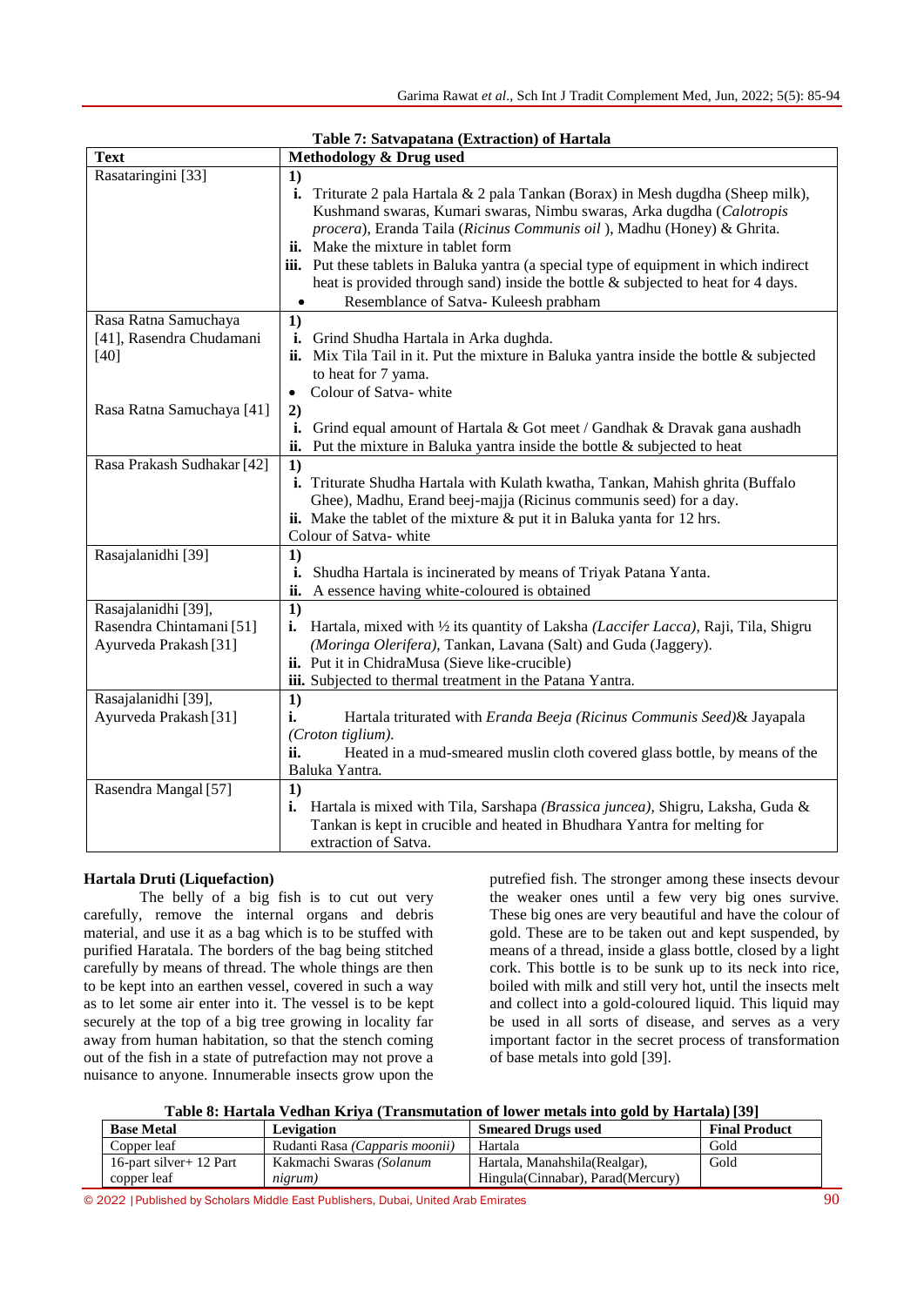**Table 7: Satvapatana (Extraction) of Hartala**

| Text | Methodology & Drug used |
|---|---|
| Rasataringini [33] | **1)**<br>**i.** Triturate 2 pala Hartala & 2 pala Tankan (Borax) in Mesh dugdha (Sheep milk), Kushmand swaras, Kumari swaras, Nimbu swaras, Arka dugdha (*Calotropis procera*), Eranda Taila (*Ricinus Communis oil* ), Madhu (Honey) & Ghrita.<br>**ii.** Make the mixture in tablet form<br>**iii.** Put these tablets in Baluka yantra (a special type of equipment in which indirect heat is provided through sand) inside the bottle & subjected to heat for 4 days.<br>• Resemblance of Satva- Kuleesh prabham |
| Rasa Ratna Samuchaya [41], Rasendra Chudamani [40] | **1)**<br>**i.** Grind Shudha Hartala in Arka dughda.<br>**ii.** Mix Tila Tail in it. Put the mixture in Baluka yantra inside the bottle & subjected to heat for 7 yama.<br>• Colour of Satva- white |
| Rasa Ratna Samuchaya [41] | **2)**<br>**i.** Grind equal amount of Hartala & Got meet / Gandhak & Dravak gana aushadh<br>**ii.** Put the mixture in Baluka yantra inside the bottle & subjected to heat |
| Rasa Prakash Sudhakar [42] | **1)**<br>**i.** Triturate Shudha Hartala with Kulath kwatha, Tankan, Mahish ghrita (Buffalo Ghee), Madhu, Erand beej-majja (Ricinus communis seed) for a day.<br>**ii.** Make the tablet of the mixture & put it in Baluka yanta for 12 hrs.<br>Colour of Satva- white |
| Rasajalanidhi [39] | **1)**<br>**i.** Shudha Hartala is incinerated by means of Triyak Patana Yanta.<br>**ii.** A essence having white-coloured is obtained |
| Rasajalanidhi [39], Rasendra Chintamani [51] Ayurveda Prakash [31] | **1)**<br>**i.** Hartala, mixed with ½ its quantity of Laksha *(Laccifer Lacca)*, Raji, Tila, Shigru *(Moringa Olerifera)*, Tankan, Lavana (Salt) and Guda (Jaggery).<br>**ii.** Put it in ChidraMusa (Sieve like-crucible)<br>**iii.** Subjected to thermal treatment in the Patana Yantra. |
| Rasajalanidhi [39], Ayurveda Prakash [31] | **1)**<br>**i.** Hartala triturated with *Eranda Beeja (Ricinus Communis Seed)*& Jayapala *(Croton tiglium).*<br>**ii.** Heated in a mud-smeared muslin cloth covered glass bottle, by means of the Baluka Yantra. |
| Rasendra Mangal [57] | **1)**<br>**i.** Hartala is mixed with Tila, Sarshapa *(Brassica juncea)*, Shigru, Laksha, Guda & Tankan is kept in crucible and heated in Bhudhara Yantra for melting for extraction of Satva. |

**Hartala Druti (Liquefaction)**

The belly of a big fish is to cut out very carefully, remove the internal organs and debris material, and use it as a bag which is to be stuffed with purified Haratala. The borders of the bag being stitched carefully by means of thread. The whole things are then to be kept into an earthen vessel, covered in such a way as to let some air enter into it. The vessel is to be kept securely at the top of a big tree growing in locality far away from human habitation, so that the stench coming out of the fish in a state of putrefaction may not prove a nuisance to anyone. Innumerable insects grow upon the putrefied fish. The stronger among these insects devour the weaker ones until a few very big ones survive. These big ones are very beautiful and have the colour of gold. These are to be taken out and kept suspended, by means of a thread, inside a glass bottle, closed by a light cork. This bottle is to be sunk up to its neck into rice, boiled with milk and still very hot, until the insects melt and collect into a gold-coloured liquid. This liquid may be used in all sorts of disease, and serves as a very important factor in the secret process of transformation of base metals into gold [39].

**Table 8: Hartala Vedhan Kriya (Transmutation of lower metals into gold by Hartala) [39]**

| Base Metal | Levigation | Smeared Drugs used | Final Product |
|---|---|---|---|
| Copper leaf | Rudanti Rasa *(Capparis moonii)* | Hartala | Gold |
| 16-part silver+ 12 Part copper leaf | Kakmachi Swaras *(Solanum nigrum)* | Hartala, Manahshila(Realgar), Hingula(Cinnabar), Parad(Mercury) | Gold |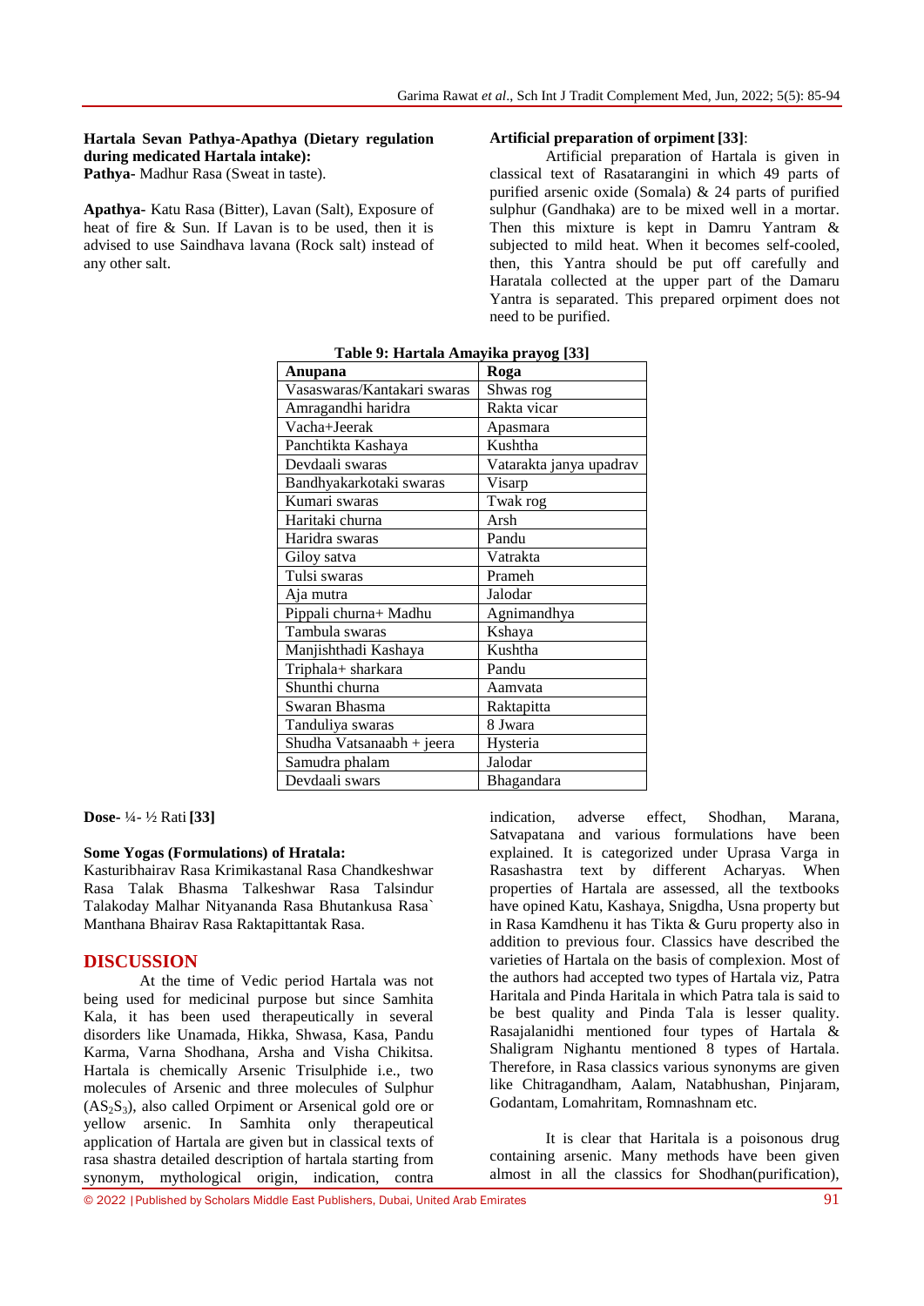**Hartala Sevan Pathya-Apathya (Dietary regulation during medicated Hartala intake):**
**Pathya-** Madhur Rasa (Sweat in taste).

**Apathya-** Katu Rasa (Bitter), Lavan (Salt), Exposure of heat of fire & Sun. If Lavan is to be used, then it is advised to use Saindhava lavana (Rock salt) instead of any other salt.

**Artificial preparation of orpiment [33]**:

Artificial preparation of Hartala is given in classical text of Rasatarangini in which 49 parts of purified arsenic oxide (Somala) & 24 parts of purified sulphur (Gandhaka) are to be mixed well in a mortar. Then this mixture is kept in Damru Yantram & subjected to mild heat. When it becomes self-cooled, then, this Yantra should be put off carefully and Haratala collected at the upper part of the Damaru Yantra is separated. This prepared orpiment does not need to be purified.

**Table 9: Hartala Amayika prayog [33]**

| Anupana | Roga |
|---|---|
| Vasaswaras/Kantakari swaras | Shwas rog |
| Amragandhi haridra | Rakta vicar |
| Vacha+Jeerak | Apasmara |
| Panchtikta Kashaya | Kushtha |
| Devdaali swaras | Vatarakta janya upadrav |
| Bandhyakarkotaki swaras | Visarp |
| Kumari swaras | Twak rog |
| Haritaki churna | Arsh |
| Haridra swaras | Pandu |
| Giloy satva | Vatrakta |
| Tulsi swaras | Prameh |
| Aja mutra | Jalodar |
| Pippali churna+ Madhu | Agnimandhya |
| Tambula swaras | Kshaya |
| Manjishthadi Kashaya | Kushtha |
| Triphala+ sharkara | Pandu |
| Shunthi churna | Aamvata |
| Swaran Bhasma | Raktapitta |
| Tanduliya swaras | 8 Jwara |
| Shudha Vatsanaabh + jeera | Hysteria |
| Samudra phalam | Jalodar |
| Devdaali swars | Bhagandara |

**Dose-** ¼- ½ Rati **[33]**

**Some Yogas (Formulations) of Hratala:**
Kasturibhairav Rasa Krimikastanal Rasa Chandkeshwar Rasa Talak Bhasma Talkeshwar Rasa Talsindur Talakoday Malhar Nityananda Rasa Bhutankusa Rasa` Manthana Bhairav Rasa Raktapittantak Rasa.

## DISCUSSION

At the time of Vedic period Hartala was not being used for medicinal purpose but since Samhita Kala, it has been used therapeutically in several disorders like Unamada, Hikka, Shwasa, Kasa, Pandu Karma, Varna Shodhana, Arsha and Visha Chikitsa. Hartala is chemically Arsenic Trisulphide i.e., two molecules of Arsenic and three molecules of Sulphur ($AS_2S_3$), also called Orpiment or Arsenical gold ore or yellow arsenic. In Samhita only therapeutical application of Hartala are given but in classical texts of rasa shastra detailed description of hartala starting from synonym, mythological origin, indication, contra indication, adverse effect, Shodhan, Marana, Satvapatana and various formulations have been explained. It is categorized under Uprasa Varga in Rasashastra text by different Acharyas. When properties of Hartala are assessed, all the textbooks have opined Katu, Kashaya, Snigdha, Usna property but in Rasa Kamdhenu it has Tikta & Guru property also in addition to previous four. Classics have described the varieties of Hartala on the basis of complexion. Most of the authors had accepted two types of Hartala viz, Patra Haritala and Pinda Haritala in which Patra tala is said to be best quality and Pinda Tala is lesser quality. Rasajalanidhi mentioned four types of Hartala & Shaligram Nighantu mentioned 8 types of Hartala. Therefore, in Rasa classics various synonyms are given like Chitragandham, Aalam, Natabhushan, Pinjaram, Godantam, Lomahritam, Romnashnam etc.

It is clear that Haritala is a poisonous drug containing arsenic. Many methods have been given almost in all the classics for Shodhan(purification),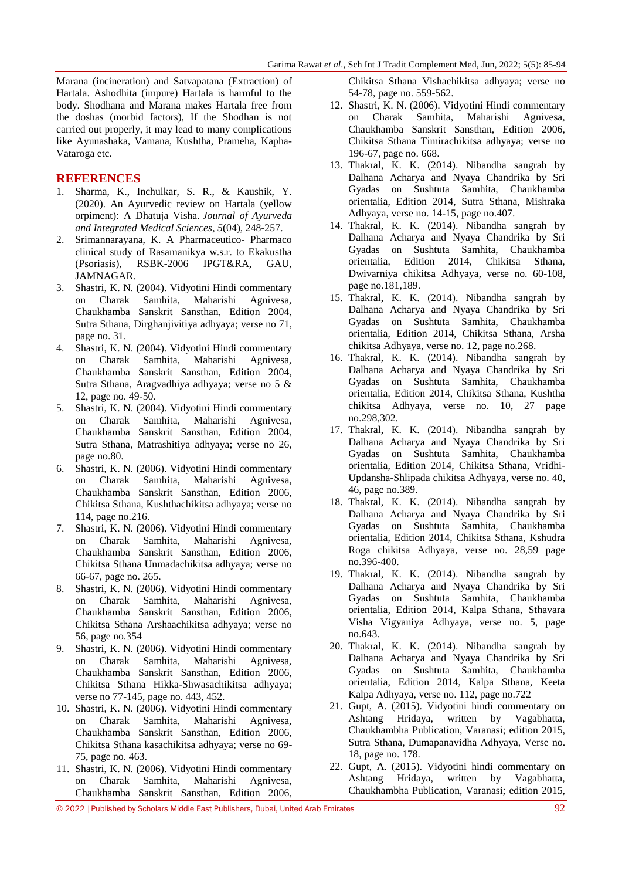Marana (incineration) and Satvapatana (Extraction) of Hartala. Ashodhita (impure) Hartala is harmful to the body. Shodhana and Marana makes Hartala free from the doshas (morbid factors), If the Shodhan is not carried out properly, it may lead to many complications like Ayunashaka, Vamana, Kushtha, Prameha, Kapha-Vataroga etc.

## REFERENCES

1. Sharma, K., Inchulkar, S. R., & Kaushik, Y. (2020). An Ayurvedic review on Hartala (yellow orpiment): A Dhatuja Visha. *Journal of Ayurveda and Integrated Medical Sciences*, *5*(04), 248-257.
2. Srimannarayana, K. A Pharmaceutico- Pharmaco clinical study of Rasamanikya w.s.r. to Ekakustha (Psoriasis), RSBK-2006 IPGT&RA, GAU, JAMNAGAR.
3. Shastri, K. N. (2004). Vidyotini Hindi commentary on Charak Samhita, Maharishi Agnivesa, Chaukhamba Sanskrit Sansthan, Edition 2004, Sutra Sthana, Dirghanjivitiya adhyaya; verse no 71, page no. 31.
4. Shastri, K. N. (2004). Vidyotini Hindi commentary on Charak Samhita, Maharishi Agnivesa, Chaukhamba Sanskrit Sansthan, Edition 2004, Sutra Sthana, Aragvadhiya adhyaya; verse no 5 & 12, page no. 49-50.
5. Shastri, K. N. (2004). Vidyotini Hindi commentary on Charak Samhita, Maharishi Agnivesa, Chaukhamba Sanskrit Sansthan, Edition 2004, Sutra Sthana, Matrashitiya adhyaya; verse no 26, page no.80.
6. Shastri, K. N. (2006). Vidyotini Hindi commentary on Charak Samhita, Maharishi Agnivesa, Chaukhamba Sanskrit Sansthan, Edition 2006, Chikitsa Sthana, Kushthachikitsa adhyaya; verse no 114, page no.216.
7. Shastri, K. N. (2006). Vidyotini Hindi commentary on Charak Samhita, Maharishi Agnivesa, Chaukhamba Sanskrit Sansthan, Edition 2006, Chikitsa Sthana Unmadachikitsa adhyaya; verse no 66-67, page no. 265.
8. Shastri, K. N. (2006). Vidyotini Hindi commentary on Charak Samhita, Maharishi Agnivesa, Chaukhamba Sanskrit Sansthan, Edition 2006, Chikitsa Sthana Arshaachikitsa adhyaya; verse no 56, page no.354
9. Shastri, K. N. (2006). Vidyotini Hindi commentary on Charak Samhita, Maharishi Agnivesa, Chaukhamba Sanskrit Sansthan, Edition 2006, Chikitsa Sthana Hikka-Shwasachikitsa adhyaya; verse no 77-145, page no. 443, 452.
10. Shastri, K. N. (2006). Vidyotini Hindi commentary on Charak Samhita, Maharishi Agnivesa, Chaukhamba Sanskrit Sansthan, Edition 2006, Chikitsa Sthana kasachikitsa adhyaya; verse no 69-75, page no. 463.
11. Shastri, K. N. (2006). Vidyotini Hindi commentary on Charak Samhita, Maharishi Agnivesa, Chaukhamba Sanskrit Sansthan, Edition 2006, Chikitsa Sthana Vishachikitsa adhyaya; verse no 54-78, page no. 559-562.
12. Shastri, K. N. (2006). Vidyotini Hindi commentary on Charak Samhita, Maharishi Agnivesa, Chaukhamba Sanskrit Sansthan, Edition 2006, Chikitsa Sthana Timirachikitsa adhyaya; verse no 196-67, page no. 668.
13. Thakral, K. K. (2014). Nibandha sangrah by Dalhana Acharya and Nyaya Chandrika by Sri Gyadas on Sushtuta Samhita, Chaukhamba orientalia, Edition 2014, Sutra Sthana, Mishraka Adhyaya, verse no. 14-15, page no.407.
14. Thakral, K. K. (2014). Nibandha sangrah by Dalhana Acharya and Nyaya Chandrika by Sri Gyadas on Sushtuta Samhita, Chaukhamba orientalia, Edition 2014, Chikitsa Sthana, Dwivarniya chikitsa Adhyaya, verse no. 60-108, page no.181,189.
15. Thakral, K. K. (2014). Nibandha sangrah by Dalhana Acharya and Nyaya Chandrika by Sri Gyadas on Sushtuta Samhita, Chaukhamba orientalia, Edition 2014, Chikitsa Sthana, Arsha chikitsa Adhyaya, verse no. 12, page no.268.
16. Thakral, K. K. (2014). Nibandha sangrah by Dalhana Acharya and Nyaya Chandrika by Sri Gyadas on Sushtuta Samhita, Chaukhamba orientalia, Edition 2014, Chikitsa Sthana, Kushtha chikitsa Adhyaya, verse no. 10, 27 page no.298,302.
17. Thakral, K. K. (2014). Nibandha sangrah by Dalhana Acharya and Nyaya Chandrika by Sri Gyadas on Sushtuta Samhita, Chaukhamba orientalia, Edition 2014, Chikitsa Sthana, Vridhi-Updansha-Shlipada chikitsa Adhyaya, verse no. 40, 46, page no.389.
18. Thakral, K. K. (2014). Nibandha sangrah by Dalhana Acharya and Nyaya Chandrika by Sri Gyadas on Sushtuta Samhita, Chaukhamba orientalia, Edition 2014, Chikitsa Sthana, Kshudra Roga chikitsa Adhyaya, verse no. 28,59 page no.396-400.
19. Thakral, K. K. (2014). Nibandha sangrah by Dalhana Acharya and Nyaya Chandrika by Sri Gyadas on Sushtuta Samhita, Chaukhamba orientalia, Edition 2014, Kalpa Sthana, Sthavara Visha Vigyaniya Adhyaya, verse no. 5, page no.643.
20. Thakral, K. K. (2014). Nibandha sangrah by Dalhana Acharya and Nyaya Chandrika by Sri Gyadas on Sushtuta Samhita, Chaukhamba orientalia, Edition 2014, Kalpa Sthana, Keeta Kalpa Adhyaya, verse no. 112, page no.722
21. Gupt, A. (2015). Vidyotini hindi commentary on Ashtang Hridaya, written by Vagabhatta, Chaukhambha Publication, Varanasi; edition 2015, Sutra Sthana, Dumapanavidha Adhyaya, Verse no. 18, page no. 178.
22. Gupt, A. (2015). Vidyotini hindi commentary on Ashtang Hridaya, written by Vagabhatta, Chaukhambha Publication, Varanasi; edition 2015,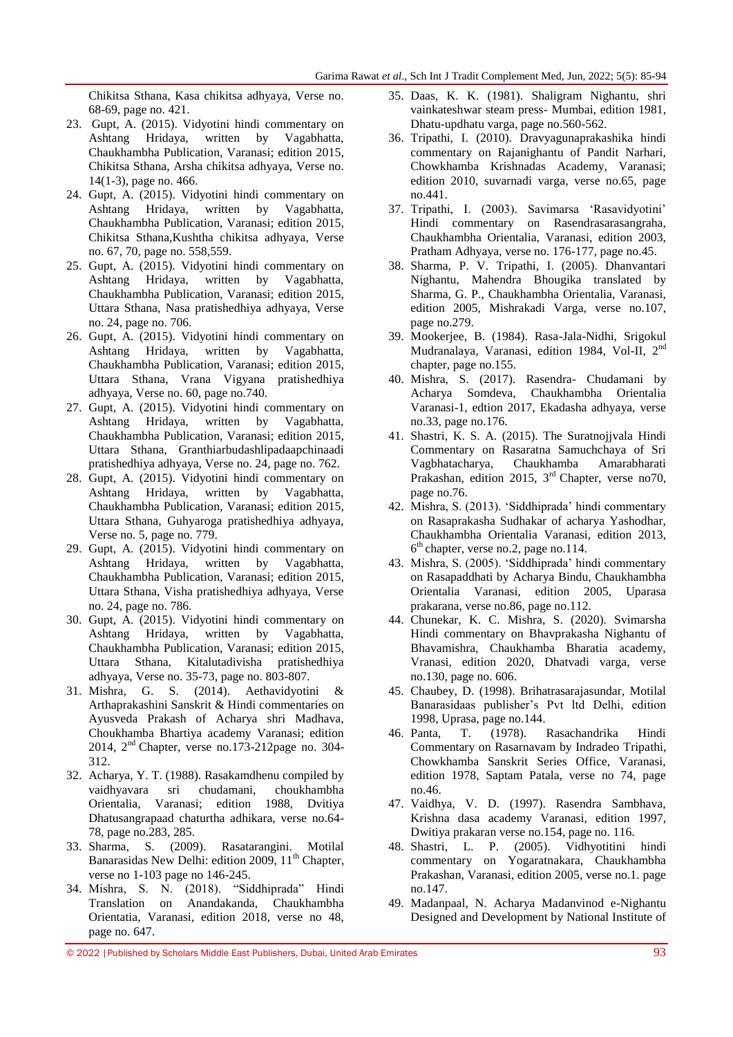Chikitsa Sthana, Kasa chikitsa adhyaya, Verse no. 68-69, page no. 421.

23. Gupt, A. (2015). Vidyotini hindi commentary on Ashtang Hridaya, written by Vagabhatta, Chaukhambha Publication, Varanasi; edition 2015, Chikitsa Sthana, Arsha chikitsa adhyaya, Verse no. 14(1-3), page no. 466.
24. Gupt, A. (2015). Vidyotini hindi commentary on Ashtang Hridaya, written by Vagabhatta, Chaukhambha Publication, Varanasi; edition 2015, Chikitsa Sthana,Kushtha chikitsa adhyaya, Verse no. 67, 70, page no. 558,559.
25. Gupt, A. (2015). Vidyotini hindi commentary on Ashtang Hridaya, written by Vagabhatta, Chaukhambha Publication, Varanasi; edition 2015, Uttara Sthana, Nasa pratishedhiya adhyaya, Verse no. 24, page no. 706.
26. Gupt, A. (2015). Vidyotini hindi commentary on Ashtang Hridaya, written by Vagabhatta, Chaukhambha Publication, Varanasi; edition 2015, Uttara Sthana, Vrana Vigyana pratishedhiya adhyaya, Verse no. 60, page no.740.
27. Gupt, A. (2015). Vidyotini hindi commentary on Ashtang Hridaya, written by Vagabhatta, Chaukhambha Publication, Varanasi; edition 2015, Uttara Sthana, Granthiarbudashlipadaapchinaadi pratishedhiya adhyaya, Verse no. 24, page no. 762.
28. Gupt, A. (2015). Vidyotini hindi commentary on Ashtang Hridaya, written by Vagabhatta, Chaukhambha Publication, Varanasi; edition 2015, Uttara Sthana, Guhyaroga pratishedhiya adhyaya, Verse no. 5, page no. 779.
29. Gupt, A. (2015). Vidyotini hindi commentary on Ashtang Hridaya, written by Vagabhatta, Chaukhambha Publication, Varanasi; edition 2015, Uttara Sthana, Visha pratishedhiya adhyaya, Verse no. 24, page no. 786.
30. Gupt, A. (2015). Vidyotini hindi commentary on Ashtang Hridaya, written by Vagabhatta, Chaukhambha Publication, Varanasi; edition 2015, Uttara Sthana, Kitalutadivisha pratishedhiya adhyaya, Verse no. 35-73, page no. 803-807.
31. Mishra, G. S. (2014). Aethavidyotini & Arthaprakashini Sanskrit & Hindi commentaries on Ayusveda Prakash of Acharya shri Madhava, Choukhamba Bhartiya academy Varanasi; edition 2014, 2nd Chapter, verse no.173-212page no. 304-312.
32. Acharya, Y. T. (1988). Rasakamdhenu compiled by vaidhyavara sri chudamani, choukhambha Orientalia, Varanasi; edition 1988, Dvitiya Dhatusangrapaad chaturtha adhikara, verse no.64-78, page no.283, 285.
33. Sharma, S. (2009). Rasatarangini. Motilal Banarasidas New Delhi: edition 2009, 11th Chapter, verse no 1-103 page no 146-245.
34. Mishra, S. N. (2018). "Siddhiprada" Hindi Translation on Anandakanda, Chaukhambha Orientatia, Varanasi, edition 2018, verse no 48, page no. 647.
35. Daas, K. K. (1981). Shaligram Nighantu, shri vainkateshwar steam press- Mumbai, edition 1981, Dhatu-updhatu varga, page no.560-562.
36. Tripathi, I. (2010). Dravyagunaprakashika hindi commentary on Rajanighantu of Pandit Narhari, Chowkhamba Krishnadas Academy, Varanasi; edition 2010, suvarnadi varga, verse no.65, page no.441.
37. Tripathi, I. (2003). Savimarsa 'Rasavidyotini' Hindi commentary on Rasendrasarasangraha, Chaukhambha Orientalia, Varanasi, edition 2003, Pratham Adhyaya, verse no. 176-177, page no.45.
38. Sharma, P. V. Tripathi, I. (2005). Dhanvantari Nighantu, Mahendra Bhougika translated by Sharma, G. P., Chaukhambha Orientalia, Varanasi, edition 2005, Mishrakadi Varga, verse no.107, page no.279.
39. Mookerjee, B. (1984). Rasa-Jala-Nidhi, Srigokul Mudranalaya, Varanasi, edition 1984, Vol-II, 2nd chapter, page no.155.
40. Mishra, S. (2017). Rasendra- Chudamani by Acharya Somdeva, Chaukhambha Orientalia Varanasi-1, edtion 2017, Ekadasha adhyaya, verse no.33, page no.176.
41. Shastri, K. S. A. (2015). The Suratnojjvala Hindi Commentary on Rasaratna Samuchchaya of Sri Vagbhatacharya, Chaukhamba Amarabharati Prakashan, edition 2015, 3rd Chapter, verse no70, page no.76.
42. Mishra, S. (2013). 'Siddhiprada' hindi commentary on Rasaprakasha Sudhakar of acharya Yashodhar, Chaukhambha Orientalia Varanasi, edition 2013, 6th chapter, verse no.2, page no.114.
43. Mishra, S. (2005). 'Siddhiprada' hindi commentary on Rasapaddhati by Acharya Bindu, Chaukhambha Orientalia Varanasi, edition 2005, Uparasa prakarana, verse no.86, page no.112.
44. Chunekar, K. C. Mishra, S. (2020). Svimarsha Hindi commentary on Bhavprakasha Nighantu of Bhavamishra, Chaukhamba Bharatia academy, Vranasi, edition 2020, Dhatvadi varga, verse no.130, page no. 606.
45. Chaubey, D. (1998). Brihatrasarajasundar, Motilal Banarasidaas publisher's Pvt ltd Delhi, edition 1998, Uprasa, page no.144.
46. Panta, T. (1978). Rasachandrika Hindi Commentary on Rasarnavam by Indradeo Tripathi, Chowkhamba Sanskrit Series Office, Varanasi, edition 1978, Saptam Patala, verse no 74, page no.46.
47. Vaidhya, V. D. (1997). Rasendra Sambhava, Krishna dasa academy Varanasi, edition 1997, Dwitiya prakaran verse no.154, page no. 116.
48. Shastri, L. P. (2005). Vidhyotitini hindi commentary on Yogaratnakara, Chaukhambha Prakashan, Varanasi, edition 2005, verse no.1. page no.147.
49. Madanpaal, N. Acharya Madanvinod e-Nighantu Designed and Development by National Institute of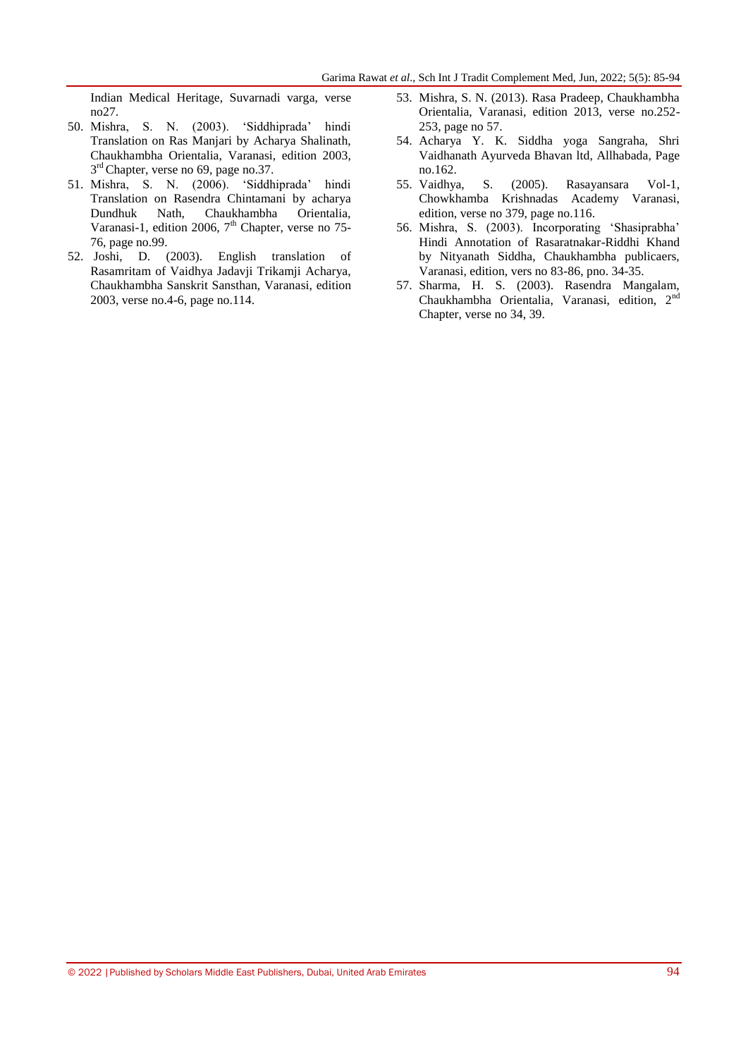Indian Medical Heritage, Suvarnadi varga, verse no27.

50. Mishra, S. N. (2003). 'Siddhiprada' hindi Translation on Ras Manjari by Acharya Shalinath, Chaukhambha Orientalia, Varanasi, edition 2003, 3rd Chapter, verse no 69, page no.37.
51. Mishra, S. N. (2006). 'Siddhiprada' hindi Translation on Rasendra Chintamani by acharya Dundhuk Nath, Chaukhambha Orientalia, Varanasi-1, edition 2006, 7th Chapter, verse no 75-76, page no.99.
52. Joshi, D. (2003). English translation of Rasamritam of Vaidhya Jadavji Trikamji Acharya, Chaukhambha Sanskrit Sansthan, Varanasi, edition 2003, verse no.4-6, page no.114.
53. Mishra, S. N. (2013). Rasa Pradeep, Chaukhambha Orientalia, Varanasi, edition 2013, verse no.252-253, page no 57.
54. Acharya Y. K. Siddha yoga Sangraha, Shri Vaidhanath Ayurveda Bhavan ltd, Allhabada, Page no.162.
55. Vaidhya, S. (2005). Rasayansara Vol-1, Chowkhamba Krishnadas Academy Varanasi, edition, verse no 379, page no.116.
56. Mishra, S. (2003). Incorporating 'Shasiprabha' Hindi Annotation of Rasaratnakar-Riddhi Khand by Nityanath Siddha, Chaukhambha publicaers, Varanasi, edition, vers no 83-86, pno. 34-35.
57. Sharma, H. S. (2003). Rasendra Mangalam, Chaukhambha Orientalia, Varanasi, edition, 2nd Chapter, verse no 34, 39.